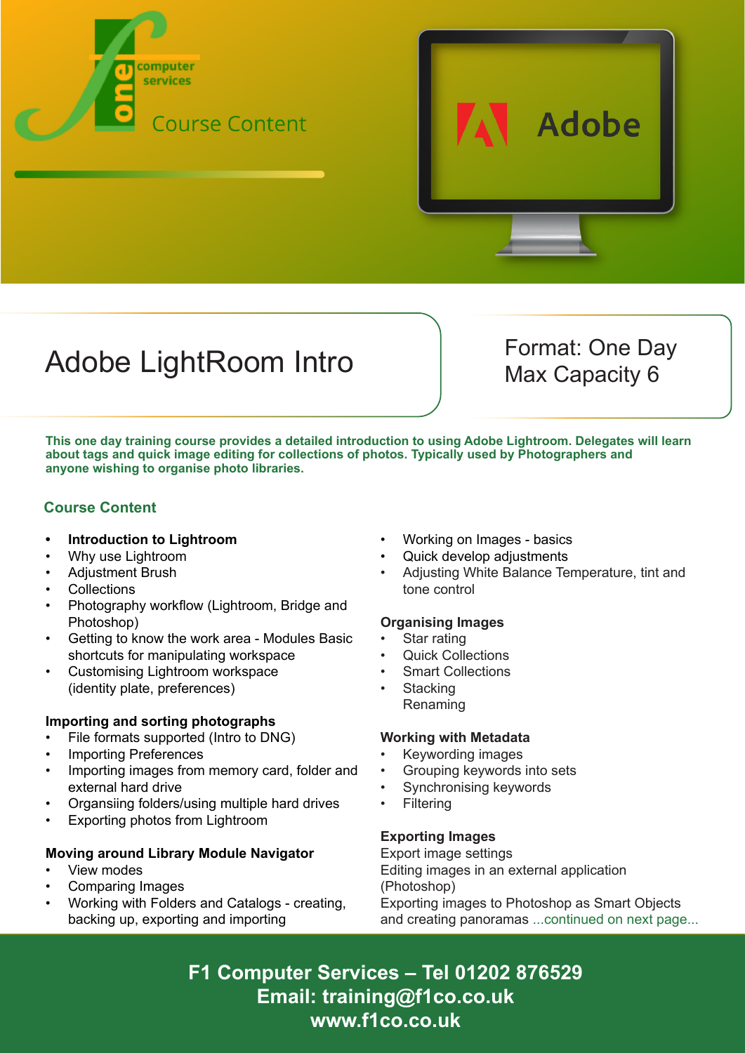one computer services

Course Content

Adobe

# Adobe LightRoom Intro

Format: One Day
Max Capacity 6

**This one day training course provides a detailed introduction to using Adobe Lightroom. Delegates will learn about tags and quick image editing for collections of photos. Typically used by Photographers and anyone wishing to organise photo libraries.**

## Course Content

- **Introduction to Lightroom**
- Why use Lightroom
- Adjustment Brush
- Collections
- Photography workflow (Lightroom, Bridge and Photoshop)
- Getting to know the work area - Modules Basic shortcuts for manipulating workspace
- Customising Lightroom workspace (identity plate, preferences)

### Importing and sorting photographs

- File formats supported (Intro to DNG)
- Importing Preferences
- Importing images from memory card, folder and external hard drive
- Organsiing folders/using multiple hard drives
- Exporting photos from Lightroom

### Moving around Library Module Navigator

- View modes
- Comparing Images
- Working with Folders and Catalogs - creating, backing up, exporting and importing

- Working on Images - basics
- Quick develop adjustments
- Adjusting White Balance Temperature, tint and tone control

### Organising Images

- Star rating
- Quick Collections
- Smart Collections
- Stacking
  Renaming

### Working with Metadata

- Keywording images
- Grouping keywords into sets
- Synchronising keywords
- Filtering

### Exporting Images

Export image settings
Editing images in an external application (Photoshop)
Exporting images to Photoshop as Smart Objects and creating panoramas ...continued on next page...

**F1 Computer Services – Tel 01202 876529**
**Email: training@f1co.co.uk**
**www.f1co.co.uk**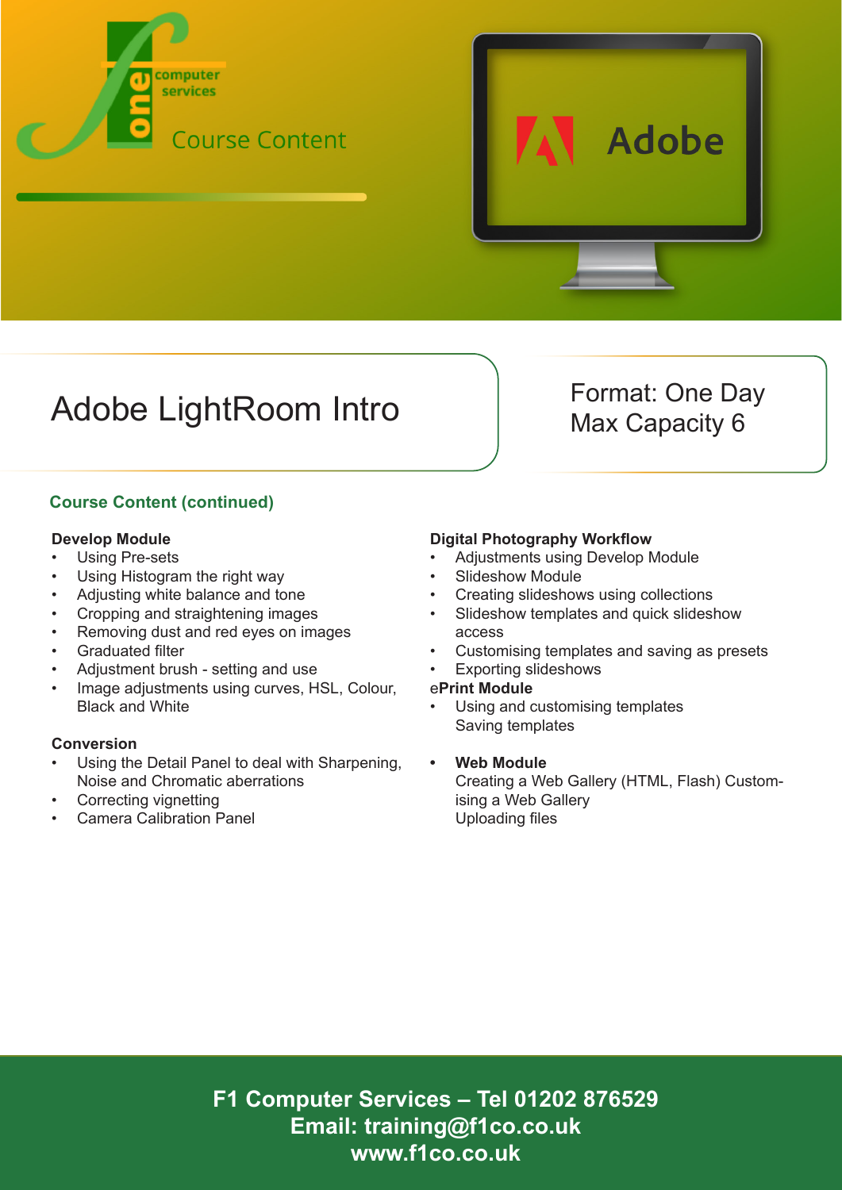computer services

Course Content

Adobe

# Adobe LightRoom Intro

Format: One Day
Max Capacity 6

## Course Content (continued)

**Develop Module**

- Using Pre-sets
- Using Histogram the right way
- Adjusting white balance and tone
- Cropping and straightening images
- Removing dust and red eyes on images
- Graduated filter
- Adjustment brush - setting and use
- Image adjustments using curves, HSL, Colour, Black and White

**Conversion**

- Using the Detail Panel to deal with Sharpening, Noise and Chromatic aberrations
- Correcting vignetting
- Camera Calibration Panel

**Digital Photography Workflow**

- Adjustments using Develop Module
- Slideshow Module
- Creating slideshows using collections
- Slideshow templates and quick slideshow access
- Customising templates and saving as presets
- Exporting slideshows

e**Print Module**

- Using and customising templates
  Saving templates

- **Web Module**
  Creating a Web Gallery (HTML, Flash) Customising a Web Gallery
  Uploading files

**F1 Computer Services – Tel 01202 876529**
**Email: training@f1co.co.uk**
**www.f1co.co.uk**